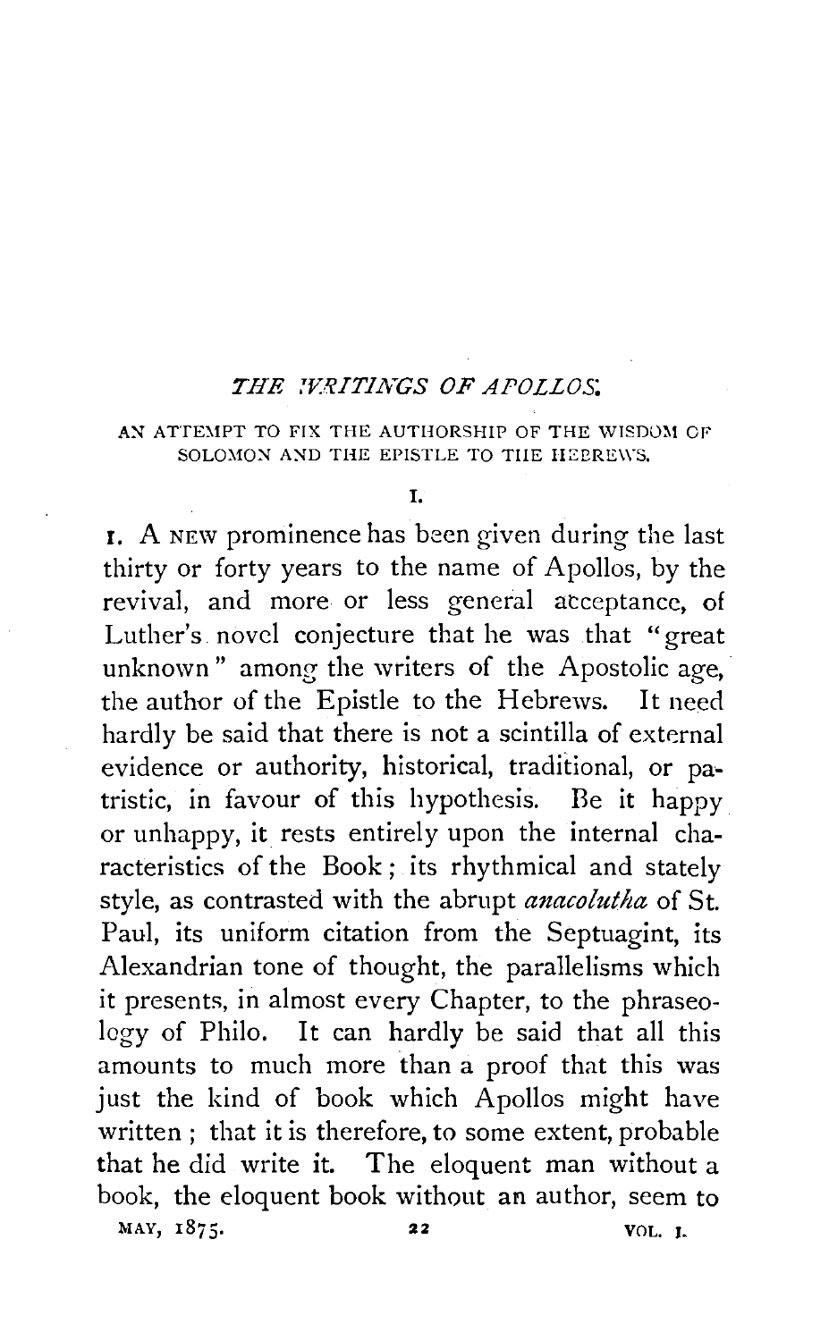# *THE WRITINGS OF APOLLOS.*

## AN ATTEMPT TO FIX THE AUTHORSHIP OF THE WISDOM OF SOLOMON AND THE EPISTLE TO THE HEBREWS.

### I.

1. A NEW prominence has been given during the last thirty or forty years to the name of Apollos, by the revival, and more or less general acceptance, of Luther's novel conjecture that he was that "great unknown" among the writers of the Apostolic age, the author of the Epistle to the Hebrews. It need hardly be said that there is not a scintilla of external evidence or authority, historical, traditional, or patristic, in favour of this hypothesis. Be it happy or unhappy, it rests entirely upon the internal characteristics of the Book; its rhythmical and stately style, as contrasted with the abrupt *anacolutha* of St. Paul, its uniform citation from the Septuagint, its Alexandrian tone of thought, the parallelisms which it presents, in almost every Chapter, to the phraseology of Philo. It can hardly be said that all this amounts to much more than a proof that this was just the kind of book which Apollos might have written; that it is therefore, to some extent, probable that he did write it. The eloquent man without a book, the eloquent book without an author, seem to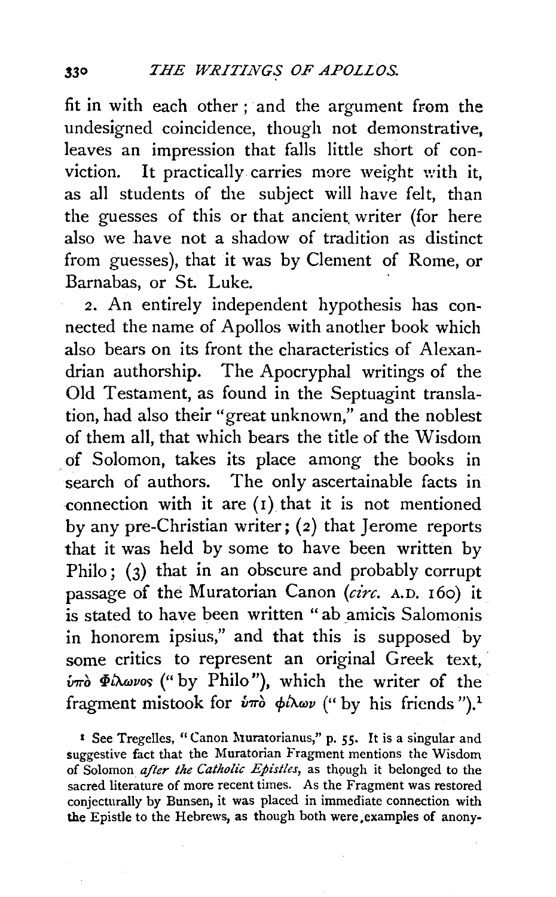fit in with each other; and the argument from the undesigned coincidence, though not demonstrative, leaves an impression that falls little short of conviction. It practically carries more weight with it, as all students of the subject will have felt, than the guesses of this or that ancient writer (for here also we have not a shadow of tradition as distinct from guesses), that it was by Clement of Rome, or Barnabas, or St. Luke.

2. An entirely independent hypothesis has connected the name of Apollos with another book which also bears on its front the characteristics of Alexandrian authorship. The Apocryphal writings of the Old Testament, as found in the Septuagint translation, had also their "great unknown," and the noblest of them all, that which bears the title of the Wisdom of Solomon, takes its place among the books in search of authors. The only ascertainable facts in connection with it are (1) that it is not mentioned by any pre-Christian writer; (2) that Jerome reports that it was held by some to have been written by Philo; (3) that in an obscure and probably corrupt passage of the Muratorian Canon (*circ.* A.D. 160) it is stated to have been written "ab amicis Salomonis in honorem ipsius," and that this is supposed by some critics to represent an original Greek text, ὑπὸ Φίλωνος ("by Philo"), which the writer of the fragment mistook for ὑπὸ φίλων ("by his friends").[1]

[1] See Tregelles, "Canon Muratorianus," p. 55. It is a singular and suggestive fact that the Muratorian Fragment mentions the Wisdom of Solomon *after the Catholic Epistles*, as though it belonged to the sacred literature of more recent times. As the Fragment was restored conjecturally by Bunsen, it was placed in immediate connection with the Epistle to the Hebrews, as though both were examples of anony-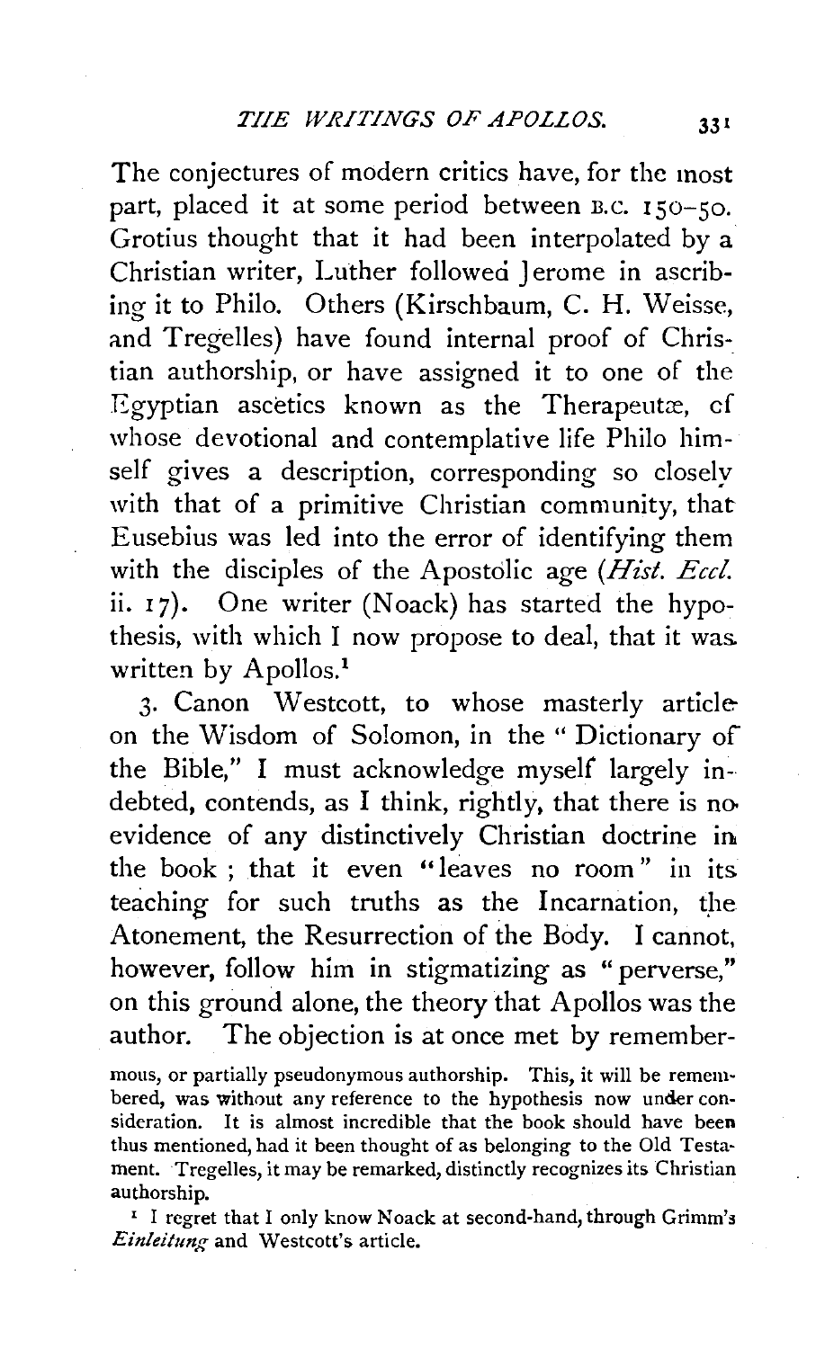The conjectures of modern critics have, for the most part, placed it at some period between B.C. 150–50. Grotius thought that it had been interpolated by a Christian writer, Luther followed Jerome in ascribing it to Philo. Others (Kirschbaum, C. H. Weisse, and Tregelles) have found internal proof of Christian authorship, or have assigned it to one of the Egyptian ascetics known as the Therapeutæ, of whose devotional and contemplative life Philo himself gives a description, corresponding so closely with that of a primitive Christian community, that Eusebius was led into the error of identifying them with the disciples of the Apostolic age (*Hist. Eccl.* ii. 17). One writer (Noack) has started the hypothesis, with which I now propose to deal, that it was written by Apollos.[1]

3. Canon Westcott, to whose masterly article on the Wisdom of Solomon, in the "Dictionary of the Bible," I must acknowledge myself largely indebted, contends, as I think, rightly, that there is no evidence of any distinctively Christian doctrine in the book; that it even "leaves no room" in its teaching for such truths as the Incarnation, the Atonement, the Resurrection of the Body. I cannot, however, follow him in stigmatizing as "perverse," on this ground alone, the theory that Apollos was the author. The objection is at once met by remember-

mous, or partially pseudonymous authorship. This, it will be remembered, was without any reference to the hypothesis now under consideration. It is almost incredible that the book should have been thus mentioned, had it been thought of as belonging to the Old Testament. Tregelles, it may be remarked, distinctly recognizes its Christian authorship.

[1] I regret that I only know Noack at second-hand, through Grimm's *Einleitung* and Westcott's article.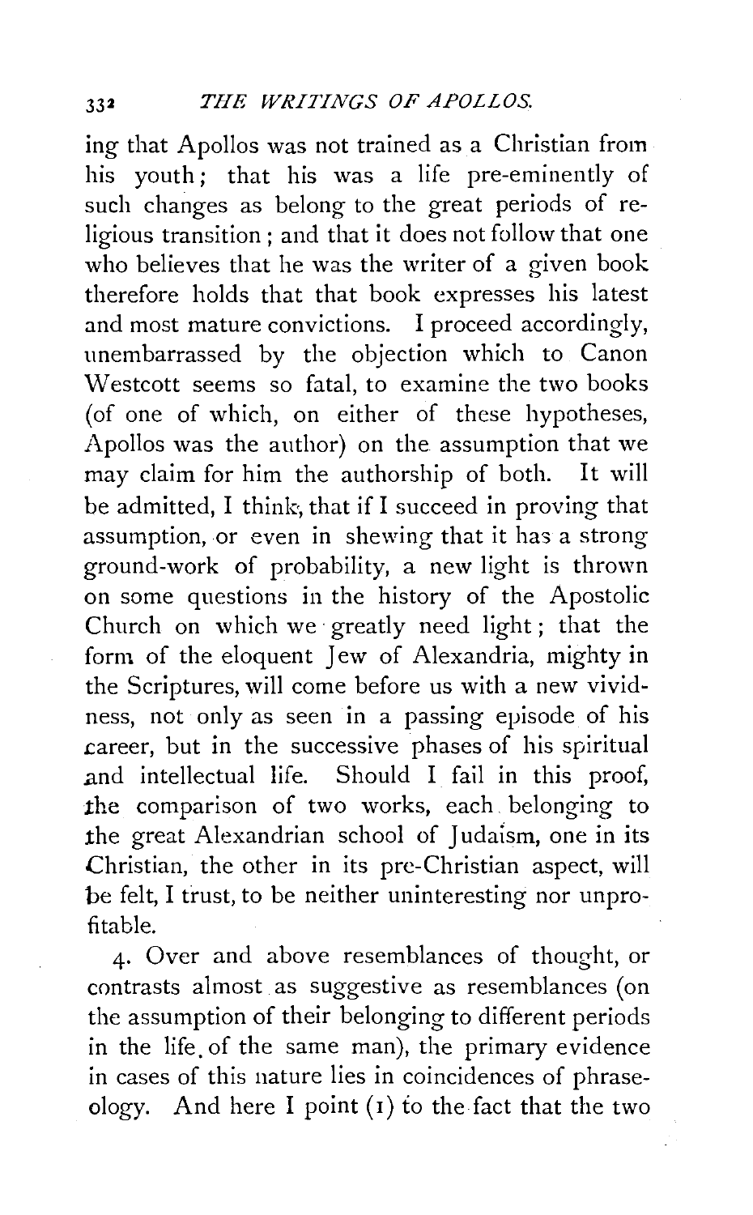ing that Apollos was not trained as a Christian from his youth; that his was a life pre-eminently of such changes as belong to the great periods of religious transition; and that it does not follow that one who believes that he was the writer of a given book therefore holds that that book expresses his latest and most mature convictions. I proceed accordingly, unembarrassed by the objection which to Canon Westcott seems so fatal, to examine the two books (of one of which, on either of these hypotheses, Apollos was the author) on the assumption that we may claim for him the authorship of both. It will be admitted, I think, that if I succeed in proving that assumption, or even in shewing that it has a strong ground-work of probability, a new light is thrown on some questions in the history of the Apostolic Church on which we greatly need light; that the form of the eloquent Jew of Alexandria, mighty in the Scriptures, will come before us with a new vividness, not only as seen in a passing episode of his career, but in the successive phases of his spiritual and intellectual life. Should I fail in this proof, the comparison of two works, each belonging to the great Alexandrian school of Judaism, one in its Christian, the other in its pre-Christian aspect, will be felt, I trust, to be neither uninteresting nor unprofitable.

4. Over and above resemblances of thought, or contrasts almost as suggestive as resemblances (on the assumption of their belonging to different periods in the life of the same man), the primary evidence in cases of this nature lies in coincidences of phraseology. And here I point (1) to the fact that the two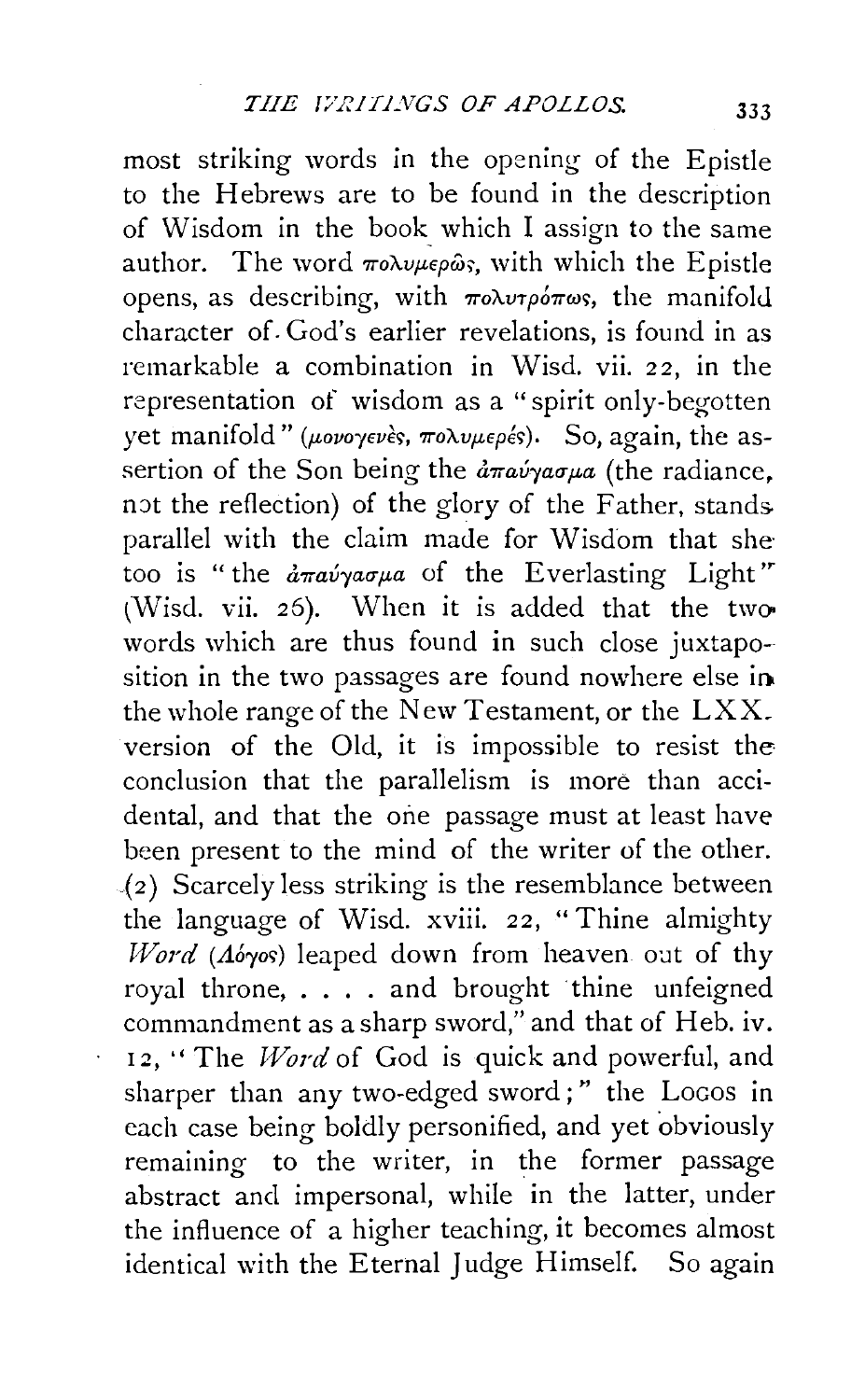most striking words in the opening of the Epistle to the Hebrews are to be found in the description of Wisdom in the book which I assign to the same author. The word πολυμερῶς, with which the Epistle opens, as describing, with πολυτρόπως, the manifold character of God's earlier revelations, is found in as remarkable a combination in Wisd. vii. 22, in the representation of wisdom as a "spirit only-begotten yet manifold" (μονογενὲς, πολυμερές). So, again, the assertion of the Son being the ἀπαύγασμα (the radiance, not the reflection) of the glory of the Father, stands parallel with the claim made for Wisdom that she too is "the ἀπαύγασμα of the Everlasting Light" (Wisd. vii. 26). When it is added that the two words which are thus found in such close juxtaposition in the two passages are found nowhere else in the whole range of the New Testament, or the LXX. version of the Old, it is impossible to resist the conclusion that the parallelism is more than accidental, and that the one passage must at least have been present to the mind of the writer of the other. (2) Scarcely less striking is the resemblance between the language of Wisd. xviii. 22, "Thine almighty *Word* (Λόγος) leaped down from heaven out of thy royal throne, . . . . and brought thine unfeigned commandment as a sharp sword," and that of Heb. iv. 12, "The *Word* of God is quick and powerful, and sharper than any two-edged sword;" the Logos in each case being boldly personified, and yet obviously remaining to the writer, in the former passage abstract and impersonal, while in the latter, under the influence of a higher teaching, it becomes almost identical with the Eternal Judge Himself. So again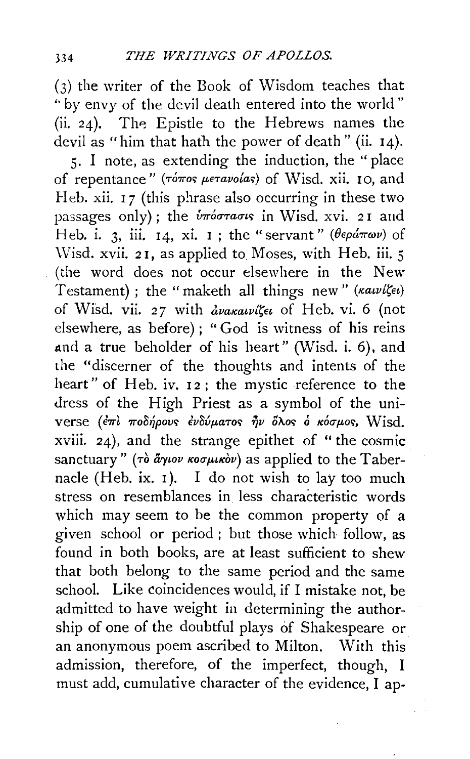(3) the writer of the Book of Wisdom teaches that "by envy of the devil death entered into the world" (ii. 24). The Epistle to the Hebrews names the devil as "him that hath the power of death" (ii. 14).

5. I note, as extending the induction, the "place of repentance" (*τόπος μετανοίας*) of Wisd. xii. 10, and Heb. xii. 17 (this phrase also occurring in these two passages only); the *ὑπόστασις* in Wisd. xvi. 21 and Heb. i. 3, iii. 14, xi. 1; the "servant" (*θεράπων*) of Wisd. xvii. 21, as applied to Moses, with Heb. iii. 5 (the word does not occur elsewhere in the New Testament); the "maketh all things new" (*καινίζει*) of Wisd. vii. 27 with *ἀνακαινίζει* of Heb. vi. 6 (not elsewhere, as before); "God is witness of his reins and a true beholder of his heart" (Wisd. i. 6), and the "discerner of the thoughts and intents of the heart" of Heb. iv. 12; the mystic reference to the dress of the High Priest as a symbol of the universe (*ἐπὶ ποδήρους ἐνδύματος ἦν ὅλος ὁ κόσμος*, Wisd. xviii. 24), and the strange epithet of "the cosmic sanctuary" (*τὸ ἅγιον κοσμικὸν*) as applied to the Tabernacle (Heb. ix. 1). I do not wish to lay too much stress on resemblances in less characteristic words which may seem to be the common property of a given school or period; but those which follow, as found in both books, are at least sufficient to shew that both belong to the same period and the same school. Like coincidences would, if I mistake not, be admitted to have weight in determining the authorship of one of the doubtful plays of Shakespeare or an anonymous poem ascribed to Milton. With this admission, therefore, of the imperfect, though, I must add, cumulative character of the evidence, I ap-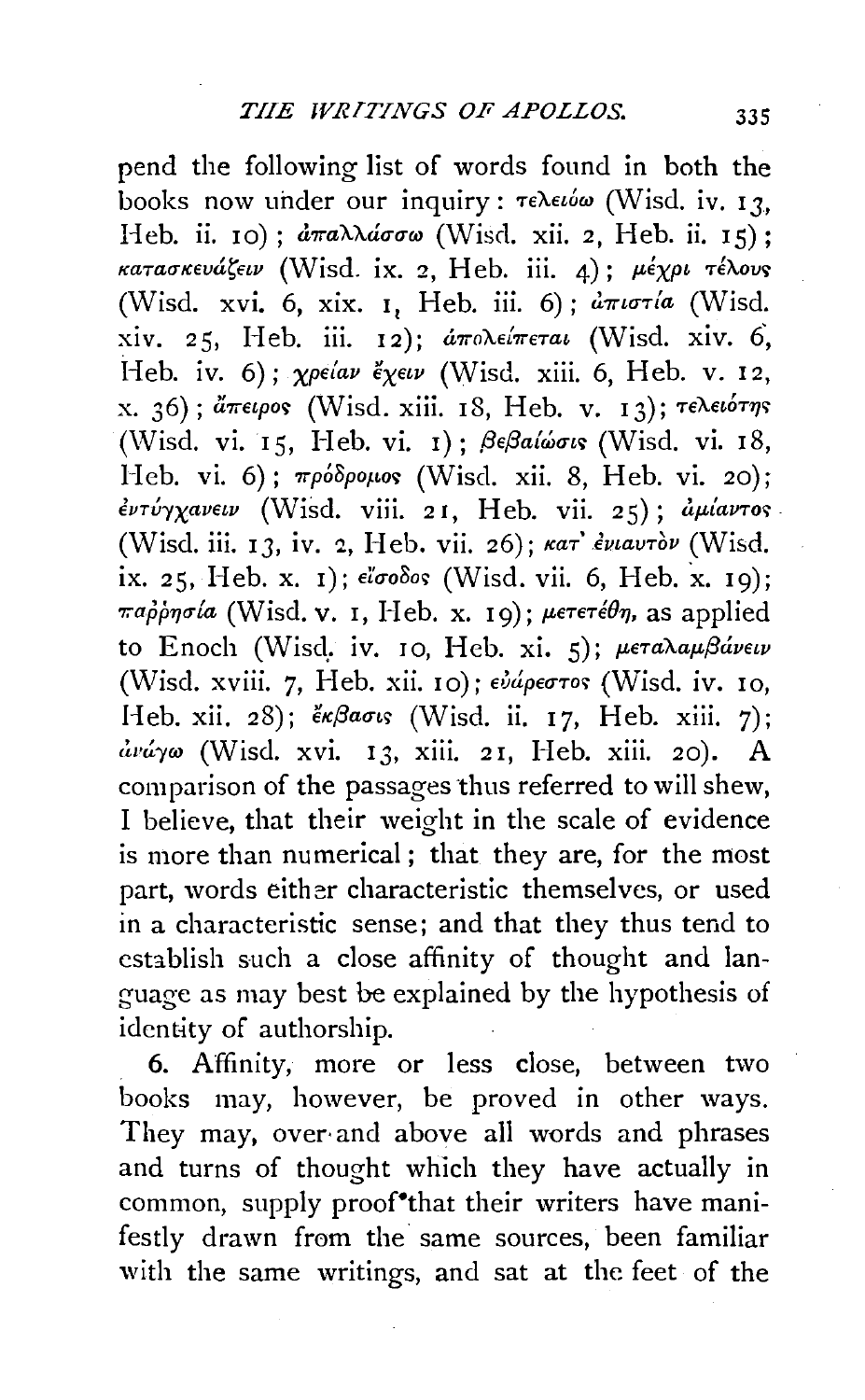pend the following list of words found in both the books now under our inquiry: τελειόω (Wisd. iv. 13, Heb. ii. 10); ἀπαλλάσσω (Wisd. xii. 2, Heb. ii. 15); κατασκευάζειν (Wisd. ix. 2, Heb. iii. 4); μέχρι τέλους (Wisd. xvi. 6, xix. 1, Heb. iii. 6); ἀπιστία (Wisd. xiv. 25, Heb. iii. 12); ἀπολείπεται (Wisd. xiv. 6, Heb. iv. 6); χρείαν ἔχειν (Wisd. xiii. 6, Heb. v. 12, x. 36); ἄπειρος (Wisd. xiii. 18, Heb. v. 13); τελειότης (Wisd. vi. 15, Heb. vi. 1); βεβαίωσις (Wisd. vi. 18, Heb. vi. 6); πρόδρομος (Wisd. xii. 8, Heb. vi. 20); ἐντύγχανειν (Wisd. viii. 21, Heb. vii. 25); ἀμίαντος (Wisd. iii. 13, iv. 2, Heb. vii. 26); κατ' ἐνιαυτὸν (Wisd. ix. 25, Heb. x. 1); εἴσοδος (Wisd. vii. 6, Heb. x. 19); παῤῥησία (Wisd. v. 1, Heb. x. 19); μετετέθη, as applied to Enoch (Wisd. iv. 10, Heb. xi. 5); μεταλαμβάνειν (Wisd. xviii. 7, Heb. xii. 10); εὐάρεστος (Wisd. iv. 10, Heb. xii. 28); ἔκβασις (Wisd. ii. 17, Heb. xiii. 7); ἀνάγω (Wisd. xvi. 13, xiii. 21, Heb. xiii. 20). A comparison of the passages thus referred to will shew, I believe, that their weight in the scale of evidence is more than numerical; that they are, for the most part, words either characteristic themselves, or used in a characteristic sense; and that they thus tend to establish such a close affinity of thought and language as may best be explained by the hypothesis of identity of authorship.

6. Affinity, more or less close, between two books may, however, be proved in other ways. They may, over and above all words and phrases and turns of thought which they have actually in common, supply proof that their writers have manifestly drawn from the same sources, been familiar with the same writings, and sat at the feet of the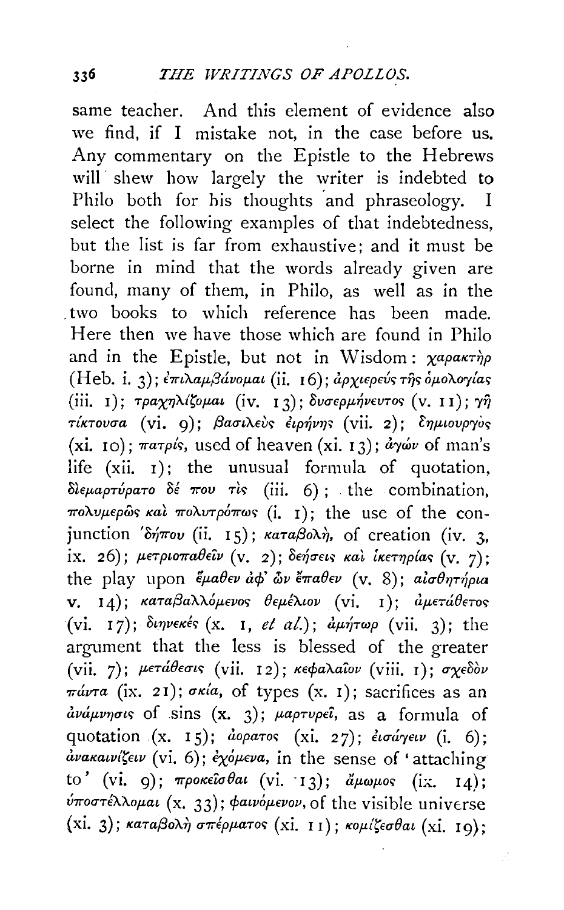same teacher. And this element of evidence also we find, if I mistake not, in the case before us. Any commentary on the Epistle to the Hebrews will shew how largely the writer is indebted to Philo both for his thoughts and phraseology. I select the following examples of that indebtedness, but the list is far from exhaustive; and it must be borne in mind that the words already given are found, many of them, in Philo, as well as in the two books to which reference has been made. Here then we have those which are found in Philo and in the Epistle, but not in Wisdom: *χαρακτὴρ* (Heb. i. 3); *ἐπιλαμβάνομαι* (ii. 16); *ἀρχιερεύς τῆς ὁμολογίας* (iii. 1); *τραχηλίζομαι* (iv. 13); *δυσερμήνευτος* (v. 11); *γῆ τίκτουσα* (vi. 9); *βασιλεὺς εἰρήνης* (vii. 2); *δημιουργὸς* (xi. 10); *πατρίς*, used of heaven (xi. 13); *ἀγών* of man's life (xii. 1); the unusual formula of quotation, *διεμαρτύρατο δέ που τὶς* (iii. 6); the combination, *πολυμερῶς καὶ πολυτρόπως* (i. 1); the use of the conjunction *δήπου* (ii. 15); *καταβολή*, of creation (iv. 3, ix. 26); *μετριοπαθεῖν* (v. 2); *δεήσεις καὶ ἱκετηρίας* (v. 7); the play upon *ἔμαθεν ἀφ' ὧν ἔπαθεν* (v. 8); *αἰσθητήρια* v. 14); *καταβαλλόμενος θεμέλιον* (vi. 1); *ἀμετάθετος* (vi. 17); *διηνεκές* (x. 1, *et al.*); *ἀμήτωρ* (vii. 3); the argument that the less is blessed of the greater (vii. 7); *μετάθεσις* (vii. 12); *κεφαλαῖον* (viii. 1); *σχεδὸν πάντα* (ix. 21); *σκία*, of types (x. 1); sacrifices as an *ἀνάμνησις* of sins (x. 3); *μαρτυρεῖ*, as a formula of quotation (x. 15); *ἀόρατος* (xi. 27); *εἰσάγειν* (i. 6); *ἀνακαινίζειν* (vi. 6); *ἐχόμενα*, in the sense of 'attaching to' (vi. 9); *προκεῖσθαι* (vi. 13); *ἄμωμος* (ix. 14); *ὑποστέλλομαι* (x. 33); *φαινόμενον*, of the visible universe (xi. 3); *καταβολὴ σπέρματος* (xi. 11); *κομίζεσθαι* (xi. 19);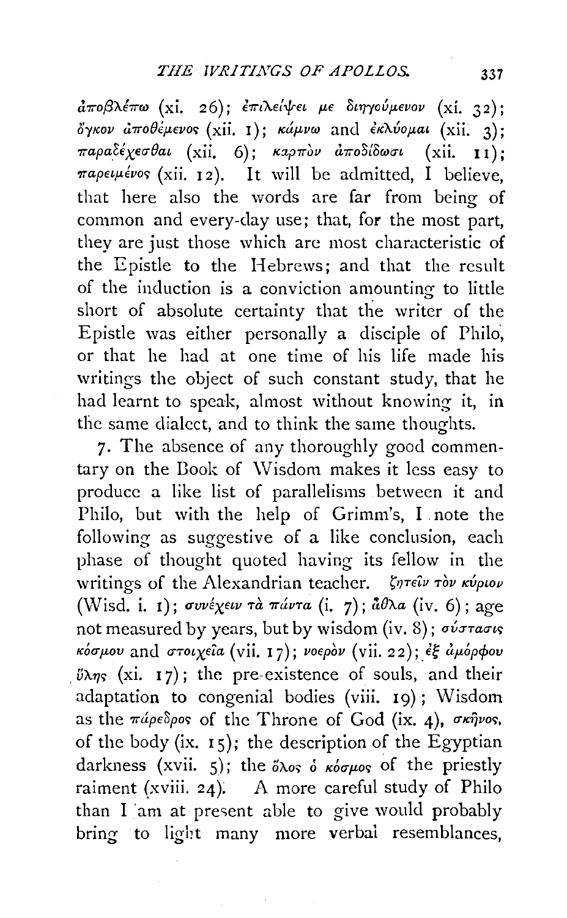ἀποβλέπω (xi. 26); ἐπιλείψει με διηγούμενον (xi. 32); ὄγκον ἀποθέμενος (xii. 1); κάμνω and ἐκλύομαι (xii. 3); παραδέχεσθαι (xii. 6); καρπὸν ἀποδίδωσι (xii. 11); παρειμένος (xii. 12). It will be admitted, I believe, that here also the words are far from being of common and every-day use; that, for the most part, they are just those which are most characteristic of the Epistle to the Hebrews; and that the result of the induction is a conviction amounting to little short of absolute certainty that the writer of the Epistle was either personally a disciple of Philo, or that he had at one time of his life made his writings the object of such constant study, that he had learnt to speak, almost without knowing it, in the same dialect, and to think the same thoughts.

7. The absence of any thoroughly good commentary on the Book of Wisdom makes it less easy to produce a like list of parallelisms between it and Philo, but with the help of Grimm's, I note the following as suggestive of a like conclusion, each phase of thought quoted having its fellow in the writings of the Alexandrian teacher. ζητεῖν τὸν κύριον (Wisd. i. 1); συνέχειν τὰ πάντα (i. 7); ἆθλα (iv. 6); age not measured by years, but by wisdom (iv. 8); σύστασις κόσμου and στοιχεῖα (vii. 17); νοερὸν (vii. 22); ἐξ ἀμόρφου ὕλης (xi. 17); the pre-existence of souls, and their adaptation to congenial bodies (viii. 19); Wisdom as the πάρεδρος of the Throne of God (ix. 4), σκῆνος, of the body (ix. 15); the description of the Egyptian darkness (xvii. 5); the ὅλος ὁ κόσμος of the priestly raiment (xviii. 24). A more careful study of Philo than I am at present able to give would probably bring to light many more verbal resemblances,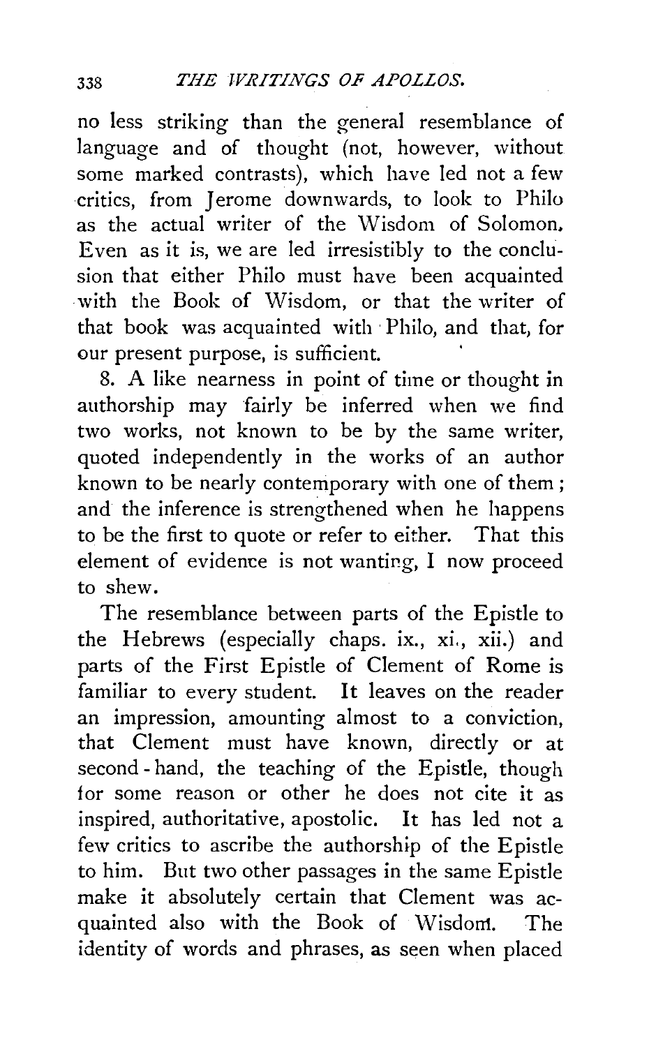no less striking than the general resemblance of language and of thought (not, however, without some marked contrasts), which have led not a few critics, from Jerome downwards, to look to Philo as the actual writer of the Wisdom of Solomon. Even as it is, we are led irresistibly to the conclusion that either Philo must have been acquainted with the Book of Wisdom, or that the writer of that book was acquainted with Philo, and that, for our present purpose, is sufficient.

8. A like nearness in point of time or thought in authorship may fairly be inferred when we find two works, not known to be by the same writer, quoted independently in the works of an author known to be nearly contemporary with one of them; and the inference is strengthened when he happens to be the first to quote or refer to either. That this element of evidence is not wanting, I now proceed to shew.

The resemblance between parts of the Epistle to the Hebrews (especially chaps. ix., xi., xii.) and parts of the First Epistle of Clement of Rome is familiar to every student. It leaves on the reader an impression, amounting almost to a conviction, that Clement must have known, directly or at second-hand, the teaching of the Epistle, though for some reason or other he does not cite it as inspired, authoritative, apostolic. It has led not a few critics to ascribe the authorship of the Epistle to him. But two other passages in the same Epistle make it absolutely certain that Clement was acquainted also with the Book of Wisdom. The identity of words and phrases, as seen when placed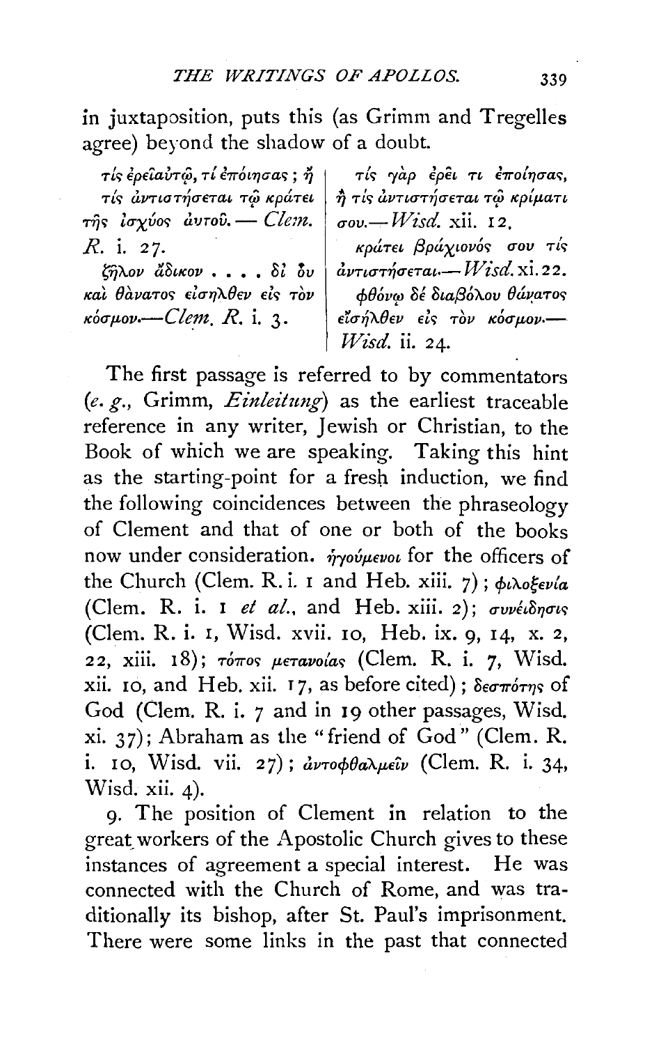in juxtaposition, puts this (as Grimm and Tregelles agree) beyond the shadow of a doubt.

| | |
|---|---|
| τίς ἐρεῖ αὐτῷ, τί ἐποίησας; ἢ τίς ἀντιστήσεται τῷ κράτει τῆς ἰσχύος αὐτοῦ.—*Clem. R.* i. 27. | τίς γὰρ ἐρεῖ τι ἐποίησας, ἢ τίς ἀντιστήσεται τῷ κρίματι σου.—*Wisd.* xii. 12. |
| | κράτει βραχιονός σου τίς ἀντιστήσεται.—*Wisd.* xi. 22. |
| ζῆλον ἄδικον . . . . δι' ὃν καὶ θάνατος εἰσῆλθεν εἰς τὸν κόσμον.—*Clem. R.* i. 3. | φθόνῳ δὲ διαβόλου θάνατος εἰσῆλθεν εἰς τὸν κόσμον.—*Wisd.* ii. 24. |

The first passage is referred to by commentators (*e. g.*, Grimm, *Einleitung*) as the earliest traceable reference in any writer, Jewish or Christian, to the Book of which we are speaking. Taking this hint as the starting-point for a fresh induction, we find the following coincidences between the phraseology of Clement and that of one or both of the books now under consideration. ἡγούμενοι for the officers of the Church (Clem. R. i. 1 and Heb. xiii. 7); φιλοξενία (Clem. R. i. 1 *et al.*, and Heb. xiii. 2); συνείδησις (Clem. R. i. 1, Wisd. xvii. 10, Heb. ix. 9, 14, x. 2, 22, xiii. 18); τόπος μετανοίας (Clem. R. i. 7, Wisd. xii. 10, and Heb. xii. 17, as before cited); δεσπότης of God (Clem. R. i. 7 and in 19 other passages, Wisd. xi. 37); Abraham as the "friend of God" (Clem. R. i. 10, Wisd. vii. 27); ἀντοφθαλμεῖν (Clem. R. i. 34, Wisd. xii. 4).

9. The position of Clement in relation to the great workers of the Apostolic Church gives to these instances of agreement a special interest. He was connected with the Church of Rome, and was traditionally its bishop, after St. Paul's imprisonment. There were some links in the past that connected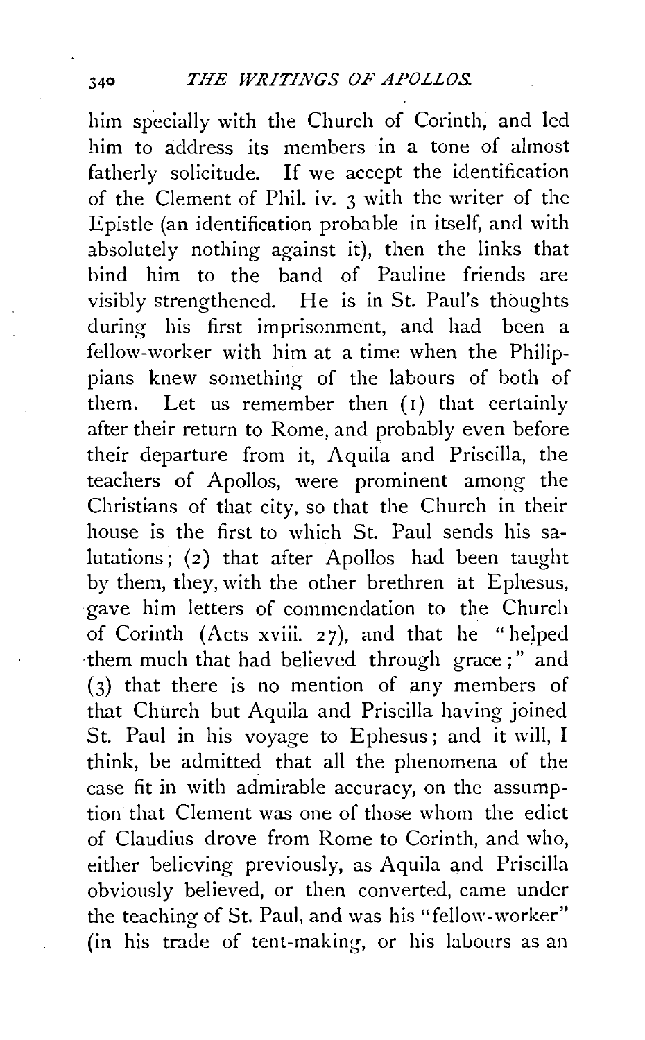him specially with the Church of Corinth, and led him to address its members in a tone of almost fatherly solicitude. If we accept the identification of the Clement of Phil. iv. 3 with the writer of the Epistle (an identification probable in itself, and with absolutely nothing against it), then the links that bind him to the band of Pauline friends are visibly strengthened. He is in St. Paul's thoughts during his first imprisonment, and had been a fellow-worker with him at a time when the Philippians knew something of the labours of both of them. Let us remember then (1) that certainly after their return to Rome, and probably even before their departure from it, Aquila and Priscilla, the teachers of Apollos, were prominent among the Christians of that city, so that the Church in their house is the first to which St. Paul sends his salutations; (2) that after Apollos had been taught by them, they, with the other brethren at Ephesus, gave him letters of commendation to the Church of Corinth (Acts xviii. 27), and that he "helped them much that had believed through grace;" and (3) that there is no mention of any members of that Church but Aquila and Priscilla having joined St. Paul in his voyage to Ephesus; and it will, I think, be admitted that all the phenomena of the case fit in with admirable accuracy, on the assumption that Clement was one of those whom the edict of Claudius drove from Rome to Corinth, and who, either believing previously, as Aquila and Priscilla obviously believed, or then converted, came under the teaching of St. Paul, and was his "fellow-worker" (in his trade of tent-making, or his labours as an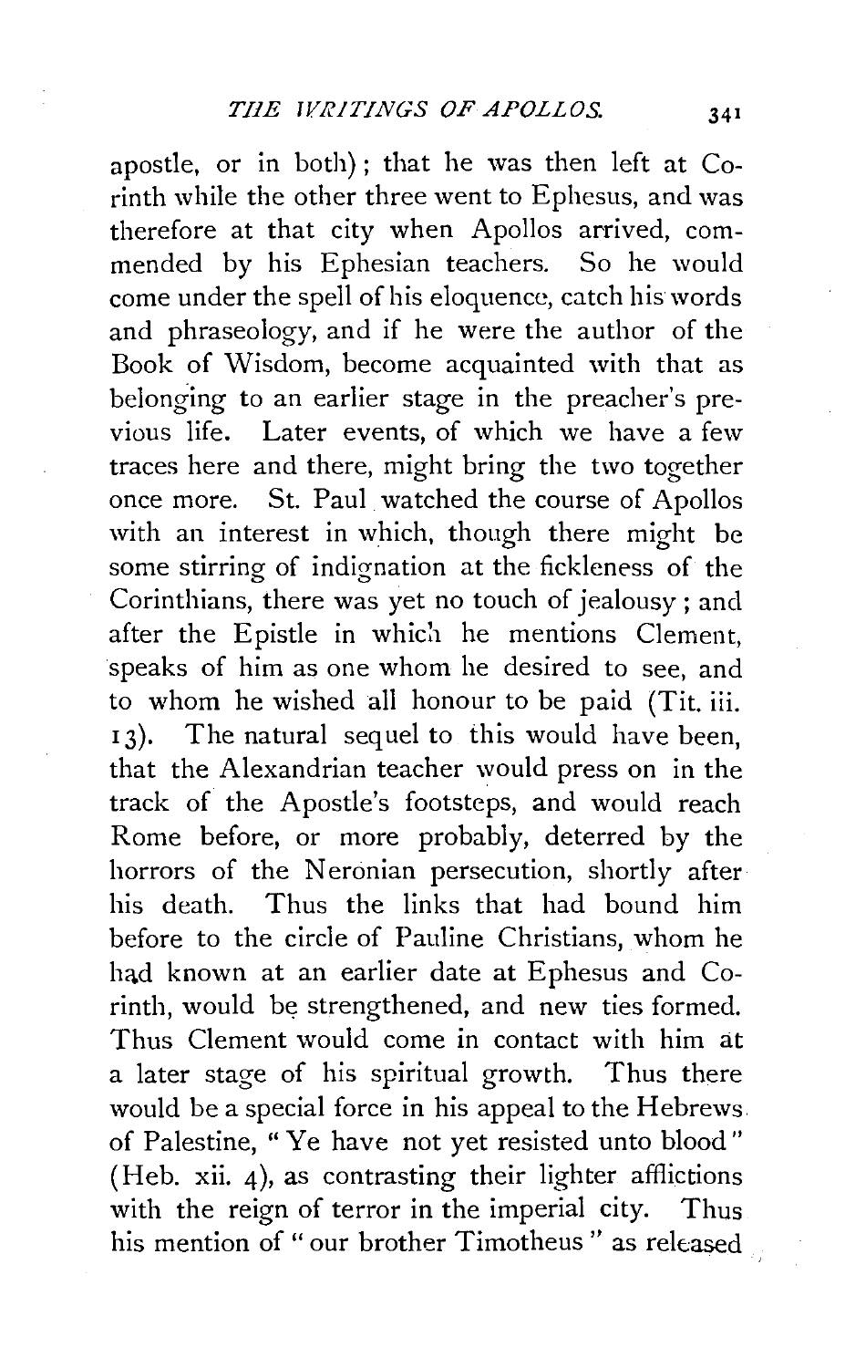apostle, or in both); that he was then left at Corinth while the other three went to Ephesus, and was therefore at that city when Apollos arrived, commended by his Ephesian teachers. So he would come under the spell of his eloquence, catch his words and phraseology, and if he were the author of the Book of Wisdom, become acquainted with that as belonging to an earlier stage in the preacher's previous life. Later events, of which we have a few traces here and there, might bring the two together once more. St. Paul watched the course of Apollos with an interest in which, though there might be some stirring of indignation at the fickleness of the Corinthians, there was yet no touch of jealousy; and after the Epistle in which he mentions Clement, speaks of him as one whom he desired to see, and to whom he wished all honour to be paid (Tit. iii. 13). The natural sequel to this would have been, that the Alexandrian teacher would press on in the track of the Apostle's footsteps, and would reach Rome before, or more probably, deterred by the horrors of the Neronian persecution, shortly after his death. Thus the links that had bound him before to the circle of Pauline Christians, whom he had known at an earlier date at Ephesus and Corinth, would be strengthened, and new ties formed. Thus Clement would come in contact with him at a later stage of his spiritual growth. Thus there would be a special force in his appeal to the Hebrews of Palestine, "Ye have not yet resisted unto blood" (Heb. xii. 4), as contrasting their lighter afflictions with the reign of terror in the imperial city. Thus his mention of "our brother Timotheus" as released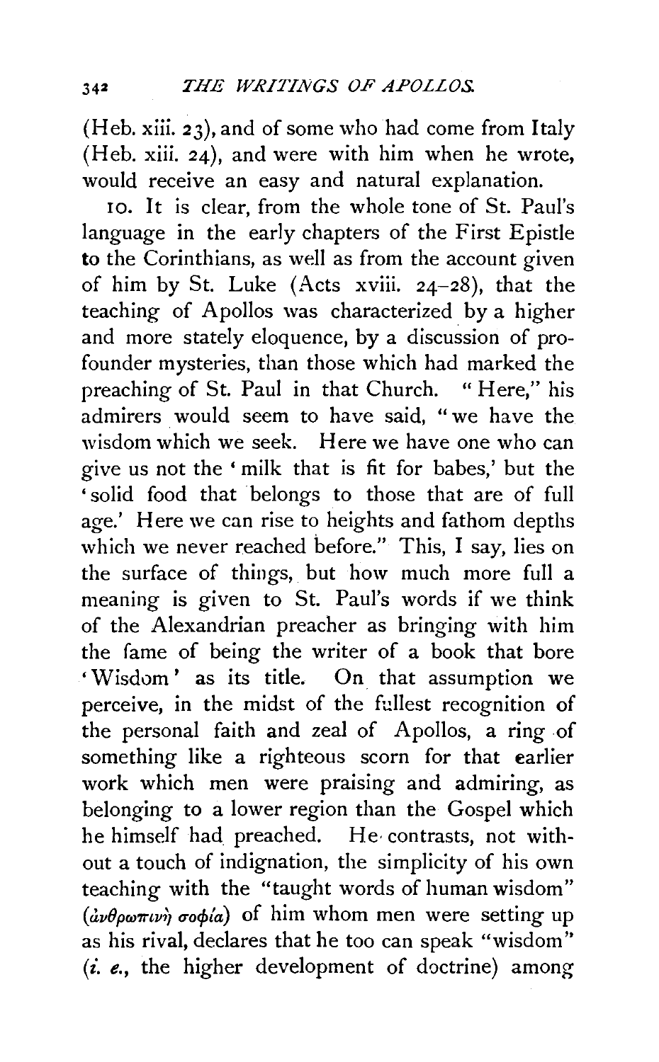(Heb. xiii. 23), and of some who had come from Italy (Heb. xiii. 24), and were with him when he wrote, would receive an easy and natural explanation.

10. It is clear, from the whole tone of St. Paul's language in the early chapters of the First Epistle to the Corinthians, as well as from the account given of him by St. Luke (Acts xviii. 24–28), that the teaching of Apollos was characterized by a higher and more stately eloquence, by a discussion of profounder mysteries, than those which had marked the preaching of St. Paul in that Church. "Here," his admirers would seem to have said, "we have the wisdom which we seek. Here we have one who can give us not the 'milk that is fit for babes,' but the 'solid food that belongs to those that are of full age.' Here we can rise to heights and fathom depths which we never reached before." This, I say, lies on the surface of things, but how much more full a meaning is given to St. Paul's words if we think of the Alexandrian preacher as bringing with him the fame of being the writer of a book that bore 'Wisdom' as its title. On that assumption we perceive, in the midst of the fullest recognition of the personal faith and zeal of Apollos, a ring of something like a righteous scorn for that earlier work which men were praising and admiring, as belonging to a lower region than the Gospel which he himself had preached. He contrasts, not without a touch of indignation, the simplicity of his own teaching with the "taught words of human wisdom" (ἀνθρωπινὴ σοφία) of him whom men were setting up as his rival, declares that he too can speak "wisdom" (*i. e.*, the higher development of doctrine) among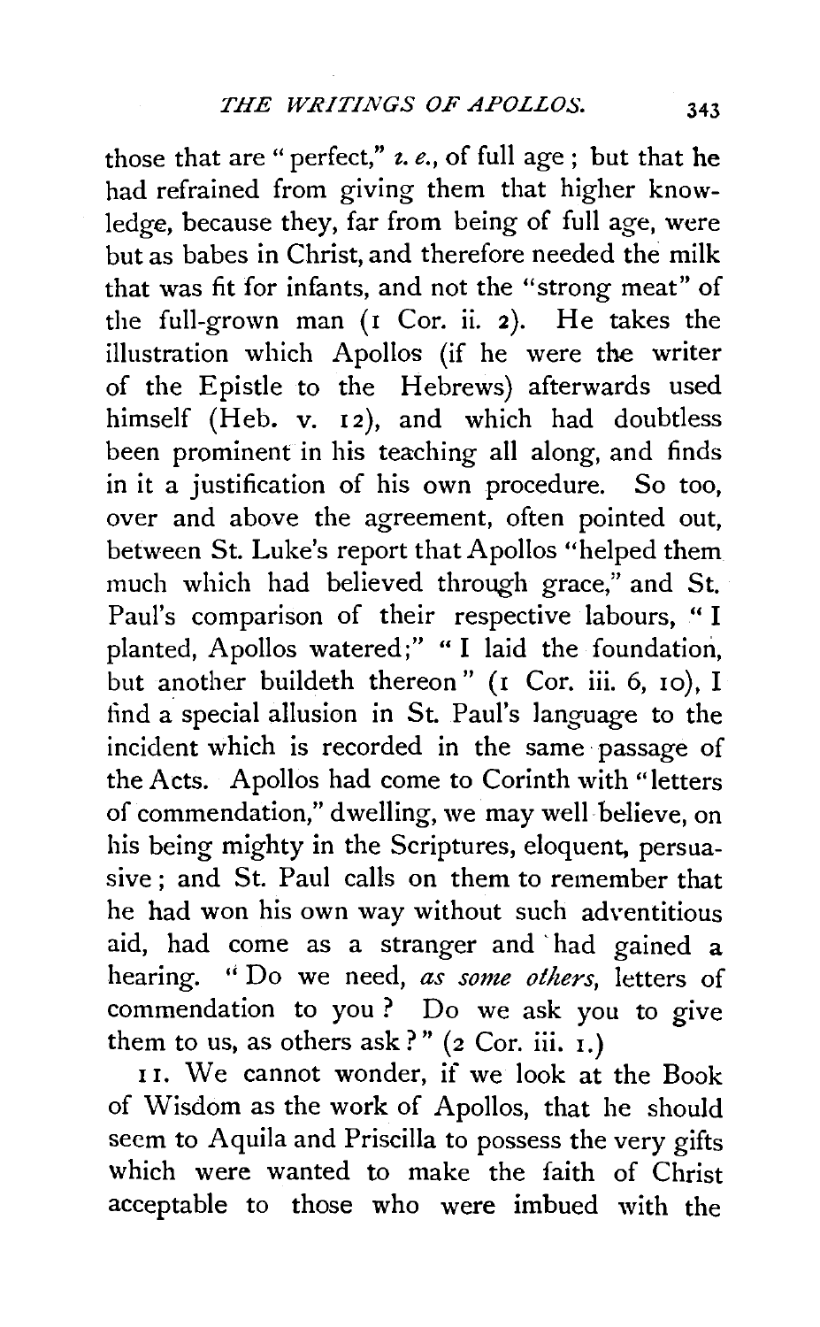those that are "perfect," *i. e.*, of full age; but that he had refrained from giving them that higher knowledge, because they, far from being of full age, were but as babes in Christ, and therefore needed the milk that was fit for infants, and not the "strong meat" of the full-grown man (1 Cor. ii. 2). He takes the illustration which Apollos (if he were the writer of the Epistle to the Hebrews) afterwards used himself (Heb. v. 12), and which had doubtless been prominent in his teaching all along, and finds in it a justification of his own procedure. So too, over and above the agreement, often pointed out, between St. Luke's report that Apollos "helped them much which had believed through grace," and St. Paul's comparison of their respective labours, "I planted, Apollos watered;" "I laid the foundation, but another buildeth thereon" (1 Cor. iii. 6, 10), I find a special allusion in St. Paul's language to the incident which is recorded in the same passage of the Acts. Apollos had come to Corinth with "letters of commendation," dwelling, we may well believe, on his being mighty in the Scriptures, eloquent, persuasive; and St. Paul calls on them to remember that he had won his own way without such adventitious aid, had come as a stranger and had gained a hearing. "Do we need, *as some others*, letters of commendation to you? Do we ask you to give them to us, as others ask?" (2 Cor. iii. 1.)

11. We cannot wonder, if we look at the Book of Wisdom as the work of Apollos, that he should seem to Aquila and Priscilla to possess the very gifts which were wanted to make the faith of Christ acceptable to those who were imbued with the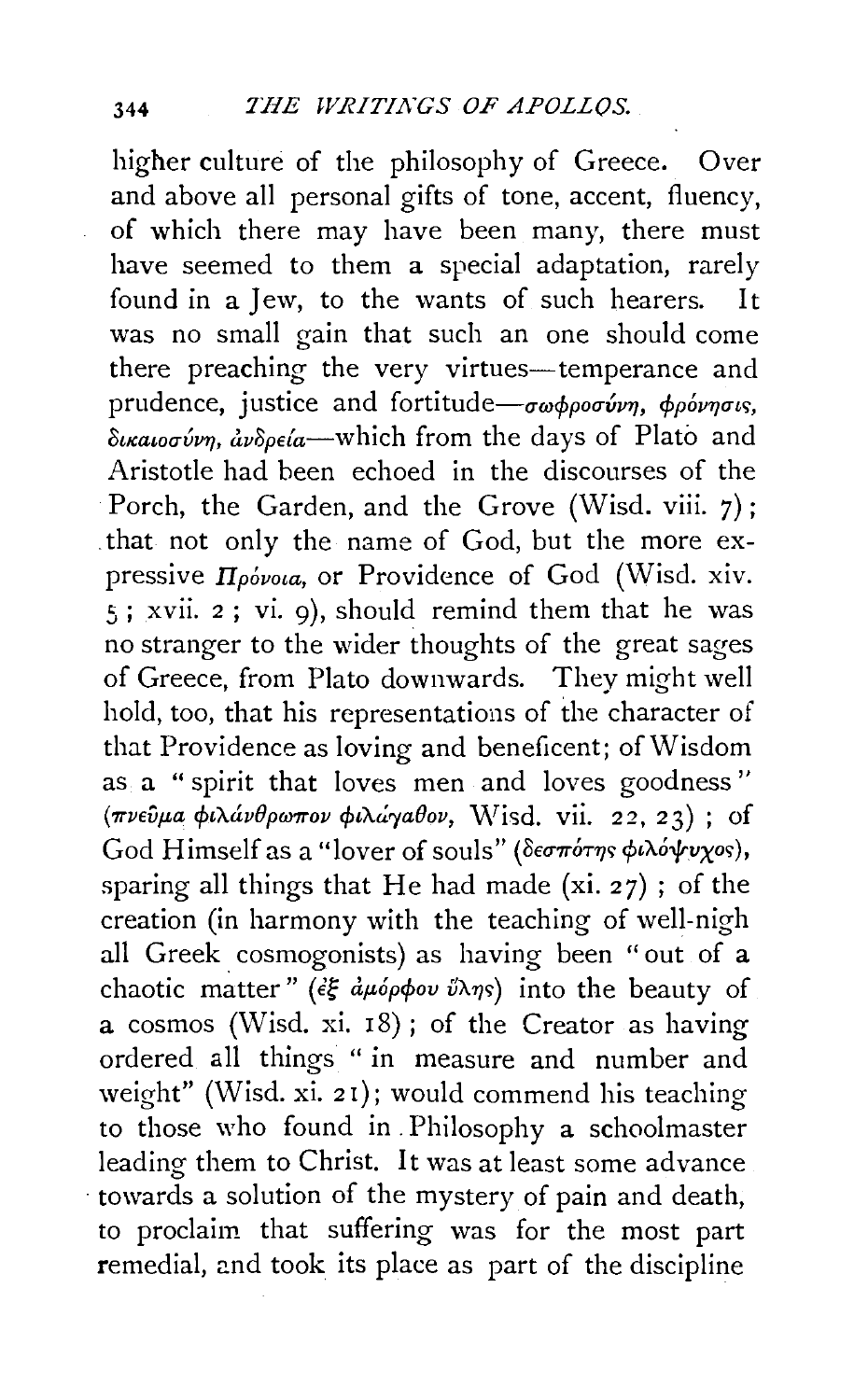higher culture of the philosophy of Greece. Over and above all personal gifts of tone, accent, fluency, of which there may have been many, there must have seemed to them a special adaptation, rarely found in a Jew, to the wants of such hearers. It was no small gain that such an one should come there preaching the very virtues—temperance and prudence, justice and fortitude—σωφροσύνη, φρόνησις, δικαιοσύνη, ἀνδρεία—which from the days of Plato and Aristotle had been echoed in the discourses of the Porch, the Garden, and the Grove (Wisd. viii. 7); that not only the name of God, but the more expressive *Πρόνοια*, or Providence of God (Wisd. xiv. 5; xvii. 2; vi. 9), should remind them that he was no stranger to the wider thoughts of the great sages of Greece, from Plato downwards. They might well hold, too, that his representations of the character of that Providence as loving and beneficent; of Wisdom as a "spirit that loves men and loves goodness" (πνεῦμα φιλάνθρωπον φιλάγαθον, Wisd. vii. 22, 23); of God Himself as a "lover of souls" (δεσπότης φιλόψυχος), sparing all things that He had made (xi. 27); of the creation (in harmony with the teaching of well-nigh all Greek cosmogonists) as having been "out of a chaotic matter" (ἐξ ἀμόρφου ὕλης) into the beauty of a cosmos (Wisd. xi. 18); of the Creator as having ordered all things "in measure and number and weight" (Wisd. xi. 21); would commend his teaching to those who found in Philosophy a schoolmaster leading them to Christ. It was at least some advance towards a solution of the mystery of pain and death, to proclaim that suffering was for the most part remedial, and took its place as part of the discipline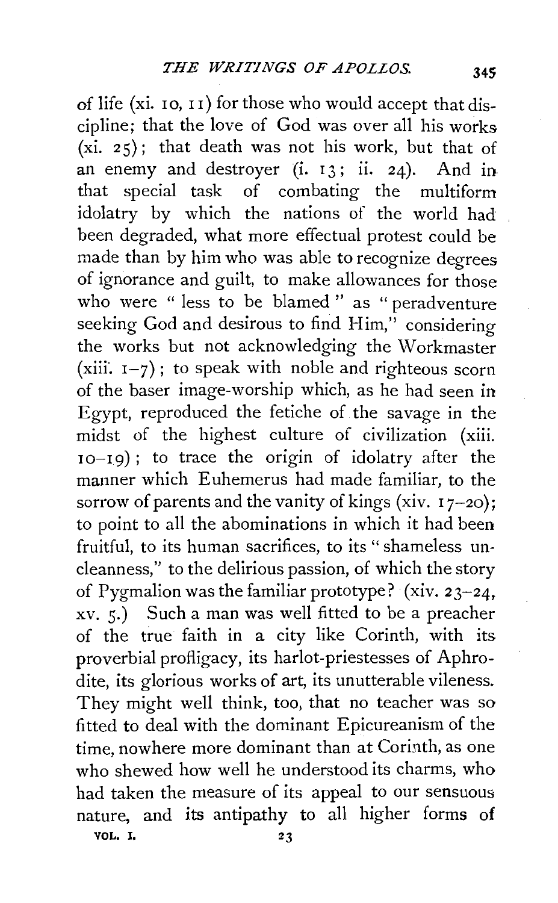of life (xi. 10, 11) for those who would accept that discipline; that the love of God was over all his works (xi. 25); that death was not his work, but that of an enemy and destroyer (i. 13; ii. 24). And in that special task of combating the multiform idolatry by which the nations of the world had been degraded, what more effectual protest could be made than by him who was able to recognize degrees of ignorance and guilt, to make allowances for those who were "less to be blamed" as "peradventure seeking God and desirous to find Him," considering the works but not acknowledging the Workmaster (xiii. 1–7); to speak with noble and righteous scorn of the baser image-worship which, as he had seen in Egypt, reproduced the fetiche of the savage in the midst of the highest culture of civilization (xiii. 10–19); to trace the origin of idolatry after the manner which Euhemerus had made familiar, to the sorrow of parents and the vanity of kings (xiv. 17–20); to point to all the abominations in which it had been fruitful, to its human sacrifices, to its "shameless uncleanness," to the delirious passion, of which the story of Pygmalion was the familiar prototype? (xiv. 23–24, xv. 5.) Such a man was well fitted to be a preacher of the true faith in a city like Corinth, with its proverbial profligacy, its harlot-priestesses of Aphrodite, its glorious works of art, its unutterable vileness. They might well think, too, that no teacher was so fitted to deal with the dominant Epicureanism of the time, nowhere more dominant than at Corinth, as one who shewed how well he understood its charms, who had taken the measure of its appeal to our sensuous nature, and its antipathy to all higher forms of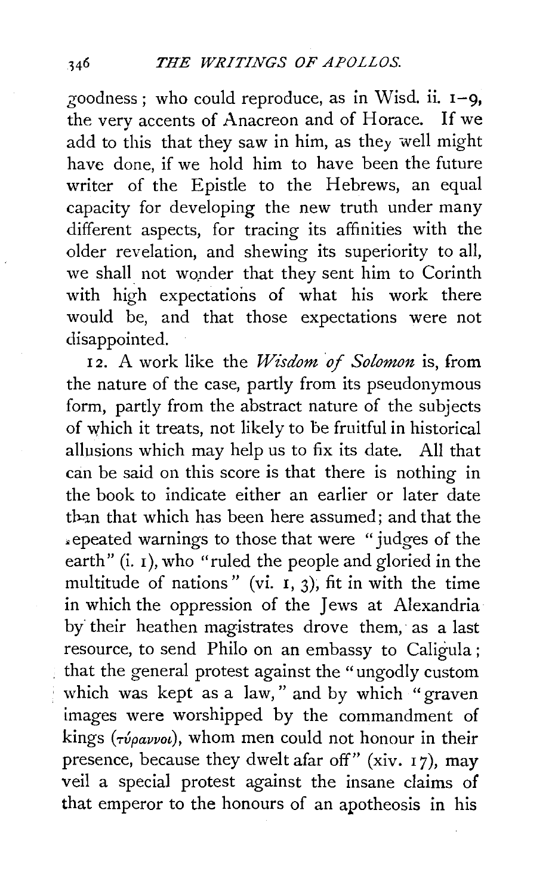goodness; who could reproduce, as in Wisd. ii. 1–9, the very accents of Anacreon and of Horace. If we add to this that they saw in him, as they well might have done, if we hold him to have been the future writer of the Epistle to the Hebrews, an equal capacity for developing the new truth under many different aspects, for tracing its affinities with the older revelation, and shewing its superiority to all, we shall not wonder that they sent him to Corinth with high expectations of what his work there would be, and that those expectations were not disappointed.

12. A work like the *Wisdom of Solomon* is, from the nature of the case, partly from its pseudonymous form, partly from the abstract nature of the subjects of which it treats, not likely to be fruitful in historical allusions which may help us to fix its date. All that can be said on this score is that there is nothing in the book to indicate either an earlier or later date than that which has been here assumed; and that the repeated warnings to those that were "judges of the earth" (i. 1), who "ruled the people and gloried in the multitude of nations" (vi. 1, 3), fit in with the time in which the oppression of the Jews at Alexandria by their heathen magistrates drove them, as a last resource, to send Philo on an embassy to Caligula; that the general protest against the "ungodly custom which was kept as a law," and by which "graven images were worshipped by the commandment of kings (τύραννοι), whom men could not honour in their presence, because they dwelt afar off" (xiv. 17), may veil a special protest against the insane claims of that emperor to the honours of an apotheosis in his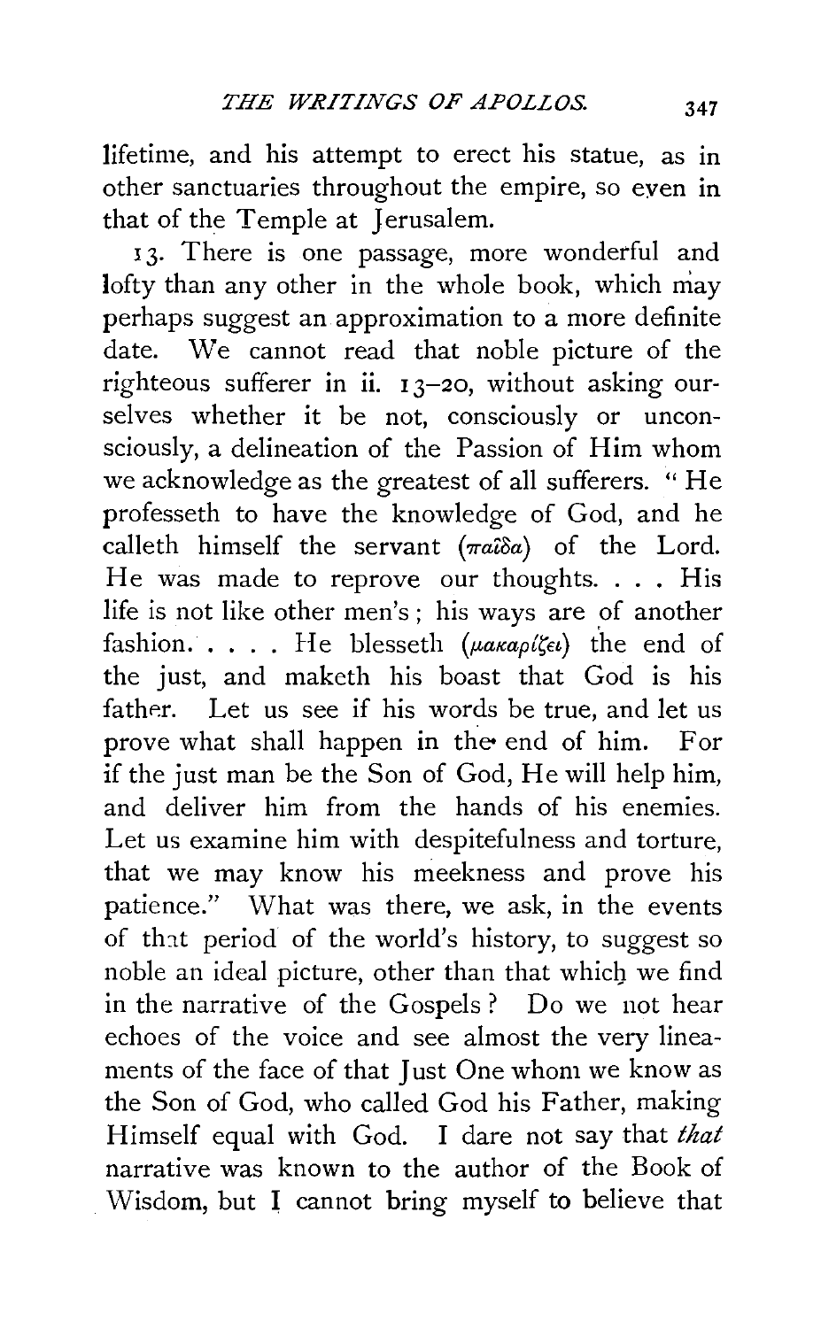lifetime, and his attempt to erect his statue, as in other sanctuaries throughout the empire, so even in that of the Temple at Jerusalem.

13. There is one passage, more wonderful and lofty than any other in the whole book, which may perhaps suggest an approximation to a more definite date. We cannot read that noble picture of the righteous sufferer in ii. 13–20, without asking ourselves whether it be not, consciously or unconsciously, a delineation of the Passion of Him whom we acknowledge as the greatest of all sufferers. "He professeth to have the knowledge of God, and he calleth himself the servant (παῖδα) of the Lord. He was made to reprove our thoughts. . . . His life is not like other men's; his ways are of another fashion. . . . . He blesseth (μακαρίζει) the end of the just, and maketh his boast that God is his father. Let us see if his words be true, and let us prove what shall happen in the end of him. For if the just man be the Son of God, He will help him, and deliver him from the hands of his enemies. Let us examine him with despitefulness and torture, that we may know his meekness and prove his patience." What was there, we ask, in the events of that period of the world's history, to suggest so noble an ideal picture, other than that which we find in the narrative of the Gospels? Do we not hear echoes of the voice and see almost the very lineaments of the face of that Just One whom we know as the Son of God, who called God his Father, making Himself equal with God. I dare not say that *that* narrative was known to the author of the Book of Wisdom, but I cannot bring myself to believe that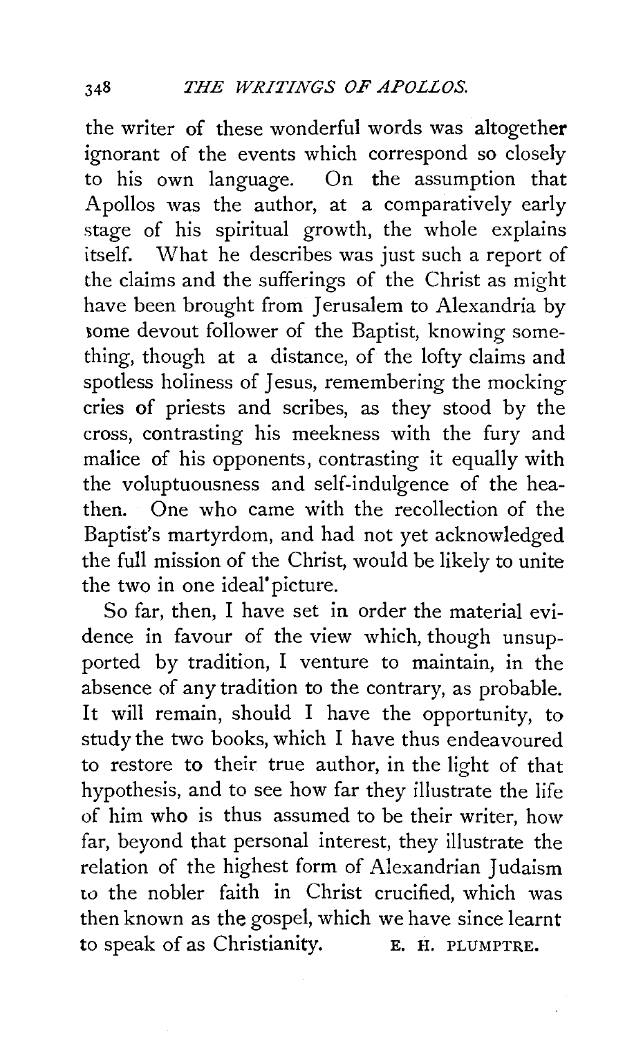the writer of these wonderful words was altogether ignorant of the events which correspond so closely to his own language. On the assumption that Apollos was the author, at a comparatively early stage of his spiritual growth, the whole explains itself. What he describes was just such a report of the claims and the sufferings of the Christ as might have been brought from Jerusalem to Alexandria by some devout follower of the Baptist, knowing something, though at a distance, of the lofty claims and spotless holiness of Jesus, remembering the mocking cries of priests and scribes, as they stood by the cross, contrasting his meekness with the fury and malice of his opponents, contrasting it equally with the voluptuousness and self-indulgence of the heathen. One who came with the recollection of the Baptist's martyrdom, and had not yet acknowledged the full mission of the Christ, would be likely to unite the two in one ideal picture.

So far, then, I have set in order the material evidence in favour of the view which, though unsupported by tradition, I venture to maintain, in the absence of any tradition to the contrary, as probable. It will remain, should I have the opportunity, to study the two books, which I have thus endeavoured to restore to their true author, in the light of that hypothesis, and to see how far they illustrate the life of him who is thus assumed to be their writer, how far, beyond that personal interest, they illustrate the relation of the highest form of Alexandrian Judaism to the nobler faith in Christ crucified, which was then known as the gospel, which we have since learnt to speak of as Christianity.

E. H. PLUMPTRE.